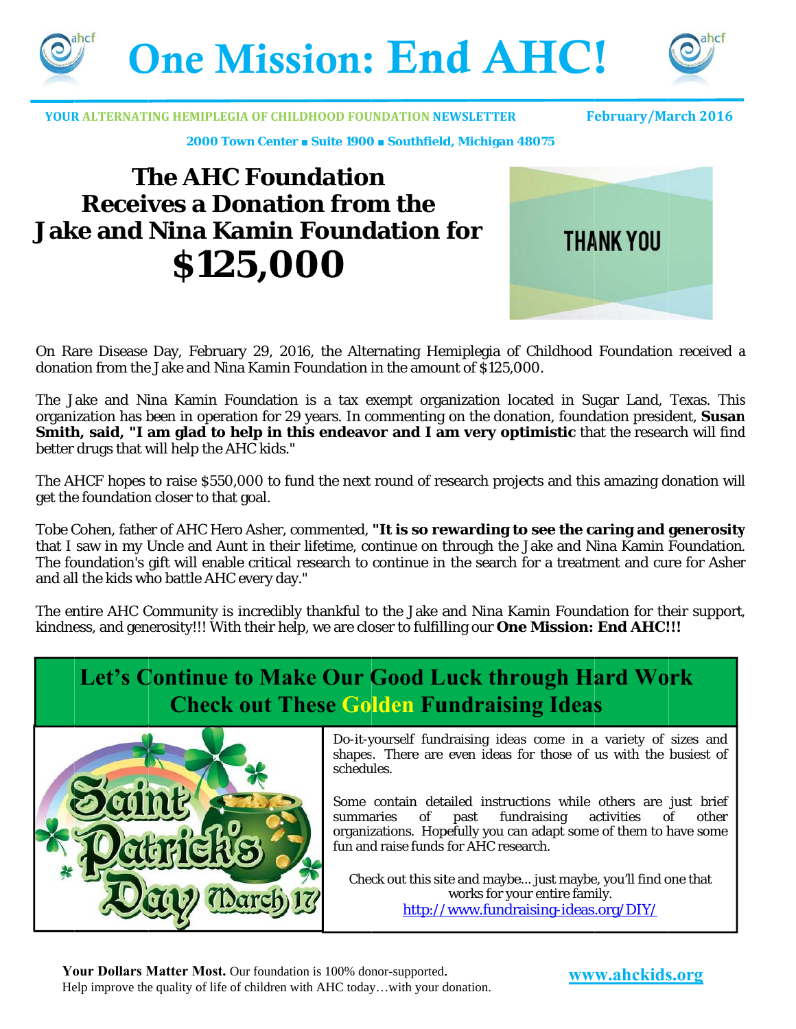# One Mission: End AHC!

**YOUR ALTERNATING HEMIPLEGIA OF CHILDHOOD FOUNDATION NEWSLETTER** **February/March 2016**

**2000 Town Center ▪ Suite 1900 ▪ Southfield, Michigan 48075**

## The AHC Foundation Receives a Donation from the Jake and Nina Kamin Foundation for $125,000

On Rare Disease Day, February 29, 2016, the Alternating Hemiplegia of Childhood Foundation received a donation from the Jake and Nina Kamin Foundation in the amount of $125,000.

The Jake and Nina Kamin Foundation is a tax exempt organization located in Sugar Land, Texas. This organization has been in operation for 29 years. In commenting on the donation, foundation president, **Susan Smith, said, "I am glad to help in this endeavor and I am very optimistic** that the research will find better drugs that will help the AHC kids."

The AHCF hopes to raise $550,000 to fund the next round of research projects and this amazing donation will get the foundation closer to that goal.

Tobe Cohen, father of AHC Hero Asher, commented, **"It is so rewarding to see the caring and generosity** that I saw in my Uncle and Aunt in their lifetime, continue on through the Jake and Nina Kamin Foundation. The foundation's gift will enable critical research to continue in the search for a treatment and cure for Asher and all the kids who battle AHC every day."

The entire AHC Community is incredibly thankful to the Jake and Nina Kamin Foundation for their support, kindness, and generosity!!! With their help, we are closer to fulfilling our **One Mission: End AHC!!!**

## Let's Continue to Make Our Good Luck through Hard Work Check out These Golden Fundraising Ideas

Do-it-yourself fundraising ideas come in a variety of sizes and shapes. There are even ideas for those of us with the busiest of schedules.

Some contain detailed instructions while others are just brief summaries of past fundraising activities of other organizations. Hopefully you can adapt some of them to have some fun and raise funds for AHC research.

Check out this site and maybe... just maybe, you'll find one that works for your entire family.
http://www.fundraising-ideas.org/DIY/

**Your Dollars Matter Most.** Our foundation is 100% donor-supported.
Help improve the quality of life of children with AHC today…with your donation.

**www.ahckids.org**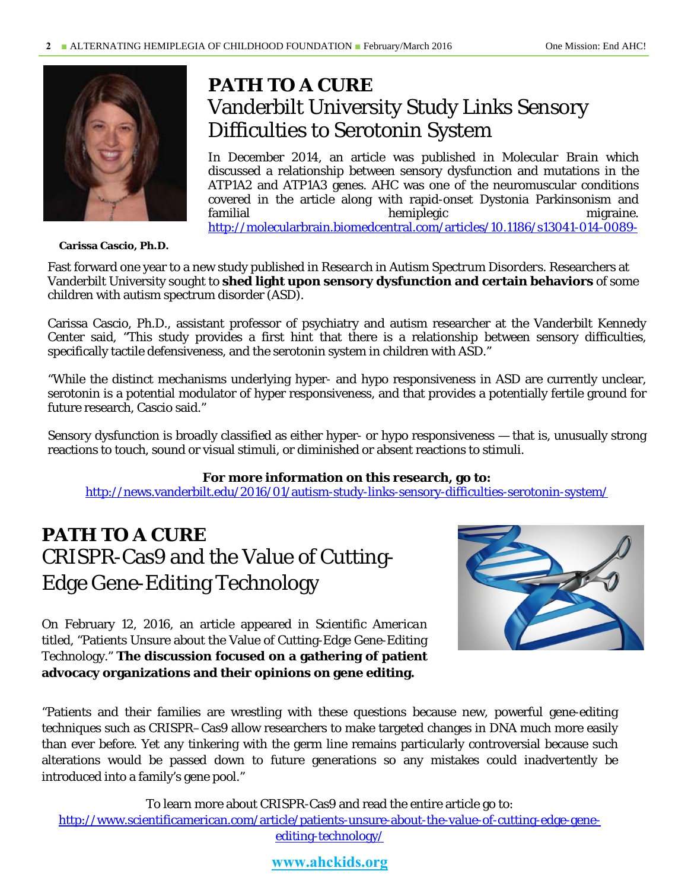# PATH TO A CURE

## Vanderbilt University Study Links Sensory Difficulties to Serotonin System

In December 2014, an article was published in *Molecular Brain* which discussed a relationship between sensory dysfunction and mutations in the ATP1A2 and ATP1A3 genes. AHC was one of the neuromuscular conditions covered in the article along with rapid-onset Dystonia Parkinsonism and familial hemiplegic migraine. http://molecularbrain.biomedcentral.com/articles/10.1186/s13041-014-0089-

**Carissa Cascio, Ph.D.**

Fast forward one year to a new study published in *Research in Autism Spectrum Disorders*. Researchers at Vanderbilt University sought to **shed light upon sensory dysfunction and certain behaviors** of some children with autism spectrum disorder (ASD).

Carissa Cascio, Ph.D., assistant professor of psychiatry and autism researcher at the Vanderbilt Kennedy Center said, "This study provides a first hint that there is a relationship between sensory difficulties, specifically tactile defensiveness, and the serotonin system in children with ASD."

"While the distinct mechanisms underlying hyper- and hypo responsiveness in ASD are currently unclear, serotonin is a potential modulator of hyper responsiveness, and that provides a potentially fertile ground for future research, Cascio said."

Sensory dysfunction is broadly classified as either hyper- or hypo responsiveness — that is, unusually strong reactions to touch, sound or visual stimuli, or diminished or absent reactions to stimuli.

**For more information on this research, go to:**
http://news.vanderbilt.edu/2016/01/autism-study-links-sensory-difficulties-serotonin-system/

# PATH TO A CURE

## CRISPR-Cas9 and the Value of Cutting-Edge Gene-Editing Technology

On February 12, 2016, an article appeared in *Scientific American* titled, "Patients Unsure about the Value of Cutting-Edge Gene-Editing Technology." **The discussion focused on a gathering of patient advocacy organizations and their opinions on gene editing.**

"Patients and their families are wrestling with these questions because new, powerful gene-editing techniques such as CRISPR–Cas9 allow researchers to make targeted changes in DNA much more easily than ever before. Yet any tinkering with the germ line remains particularly controversial because such alterations would be passed down to future generations so any mistakes could inadvertently be introduced into a family's gene pool."

To learn more about CRISPR-Cas9 and read the entire article go to:
http://www.scientificamerican.com/article/patients-unsure-about-the-value-of-cutting-edge-gene-editing-technology/

www.ahckids.org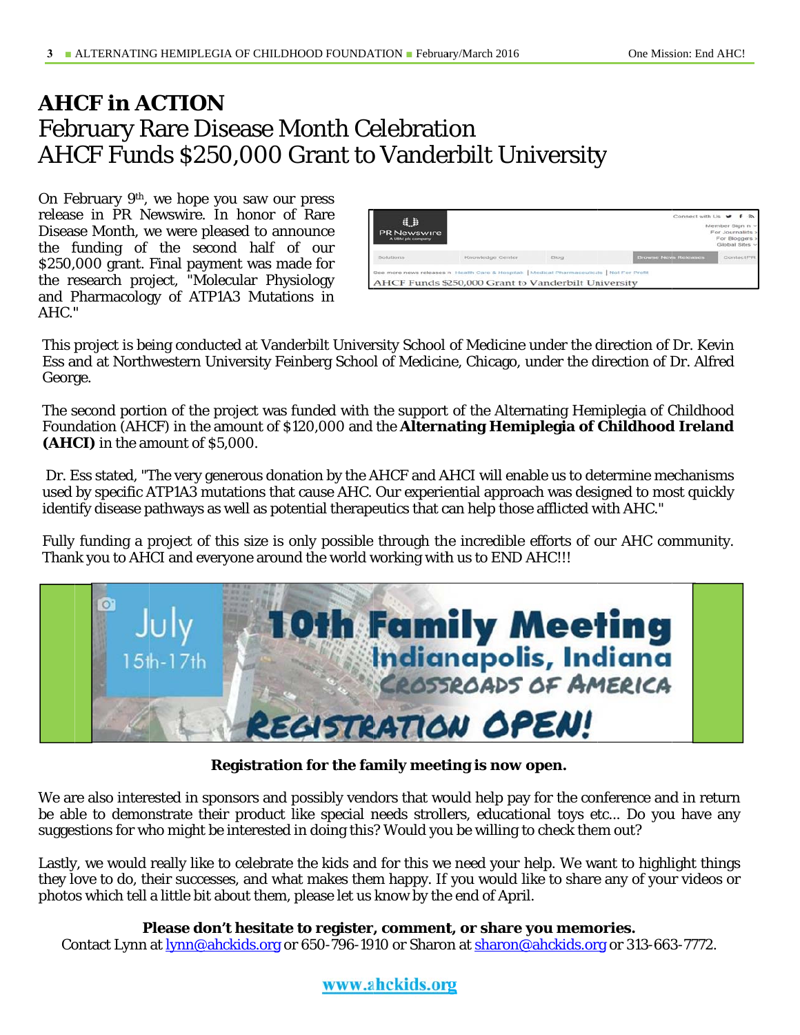# AHCF in ACTION

## February Rare Disease Month Celebration
## AHCF Funds $250,000 Grant to Vanderbilt University

On February 9th, we hope you saw our press release in PR Newswire. In honor of Rare Disease Month, we were pleased to announce the funding of the second half of our $250,000 grant. Final payment was made for the research project, "Molecular Physiology and Pharmacology of ATP1A3 Mutations in AHC."

This project is being conducted at Vanderbilt University School of Medicine under the direction of Dr. Kevin Ess and at Northwestern University Feinberg School of Medicine, Chicago, under the direction of Dr. Alfred George.

The second portion of the project was funded with the support of the Alternating Hemiplegia of Childhood Foundation (AHCF) in the amount of $120,000 and the **Alternating Hemiplegia of Childhood Ireland (AHCI)** in the amount of $5,000.

Dr. Ess stated, "The very generous donation by the AHCF and AHCI will enable us to determine mechanisms used by specific ATP1A3 mutations that cause AHC. Our experiential approach was designed to most quickly identify disease pathways as well as potential therapeutics that can help those afflicted with AHC."

Fully funding a project of this size is only possible through the incredible efforts of our AHC community. Thank you to AHCI and everyone around the world working with us to END AHC!!!

**Registration for the family meeting is now open.**

We are also interested in sponsors and possibly vendors that would help pay for the conference and in return be able to demonstrate their product like special needs strollers, educational toys etc... Do you have any suggestions for who might be interested in doing this? Would you be willing to check them out?

Lastly, we would really like to celebrate the kids and for this we need your help. We want to highlight things they love to do, their successes, and what makes them happy. If you would like to share any of your videos or photos which tell a little bit about them, please let us know by the end of April.

**Please don't hesitate to register, comment, or share you memories.**

Contact Lynn at lynn@ahckids.org or 650-796-1910 or Sharon at sharon@ahckids.org or 313-663-7772.

www.ahckids.org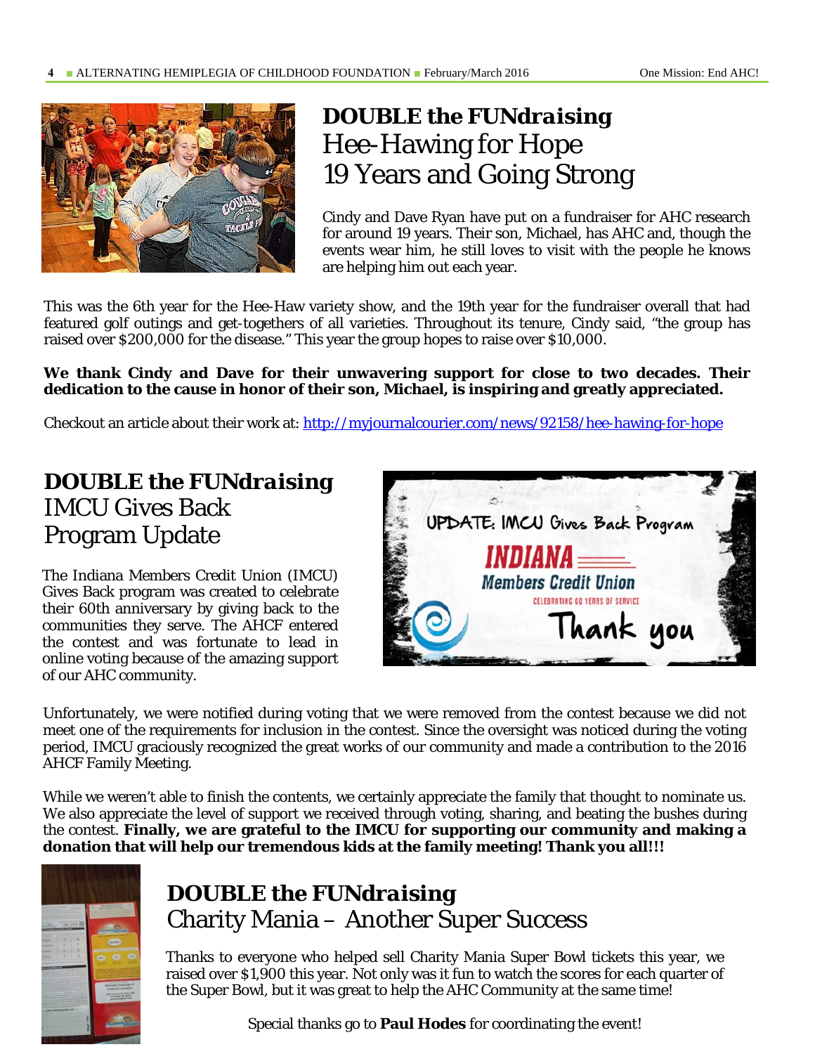## *DOUBLE the FUNdraising* Hee-Hawing for Hope 19 Years and Going Strong

Cindy and Dave Ryan have put on a fundraiser for AHC research for around 19 years. Their son, Michael, has AHC and, though the events wear him, he still loves to visit with the people he knows are helping him out each year.

This was the 6th year for the Hee-Haw variety show, and the 19th year for the fundraiser overall that had featured golf outings and get-togethers of all varieties. Throughout its tenure, Cindy said, "the group has raised over $200,000 for the disease." This year the group hopes to raise over $10,000.

**We thank Cindy and Dave for their unwavering support for close to two decades. Their dedication to the cause in honor of their son, Michael, is inspiring and greatly appreciated.**

Checkout an article about their work at: http://myjournalcourier.com/news/92158/hee-hawing-for-hope

## *DOUBLE the FUNdraising* IMCU Gives Back Program Update

The Indiana Members Credit Union (IMCU) Gives Back program was created to celebrate their 60th anniversary by giving back to the communities they serve. The AHCF entered the contest and was fortunate to lead in online voting because of the amazing support of our AHC community.

Unfortunately, we were notified during voting that we were removed from the contest because we did not meet one of the requirements for inclusion in the contest. Since the oversight was noticed during the voting period, IMCU graciously recognized the great works of our community and made a contribution to the 2016 AHCF Family Meeting.

While we weren't able to finish the contents, we certainly appreciate the family that thought to nominate us. We also appreciate the level of support we received through voting, sharing, and beating the bushes during the contest. **Finally, we are grateful to the IMCU for supporting our community and making a donation that will help our tremendous kids at the family meeting! Thank you all!!!**

## *DOUBLE the FUNdraising* Charity Mania – Another Super Success

Thanks to everyone who helped sell Charity Mania Super Bowl tickets this year, we raised over $1,900 this year. Not only was it fun to watch the scores for each quarter of the Super Bowl, but it was great to help the AHC Community at the same time!

Special thanks go to **Paul Hodes** for coordinating the event!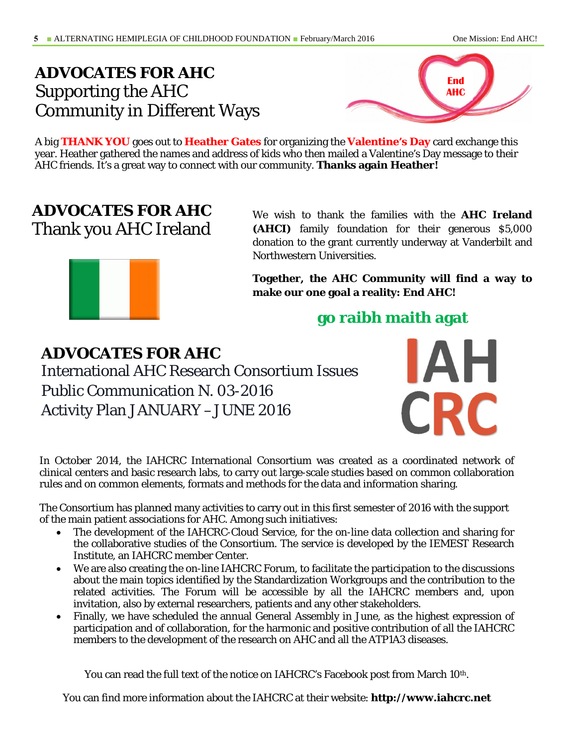## ADVOCATES FOR AHC
Supporting the AHC Community in Different Ways

A big **THANK YOU** goes out to **Heather Gates** for organizing the **Valentine's Day** card exchange this year. Heather gathered the names and address of kids who then mailed a Valentine's Day message to their AHC friends. It's a great way to connect with our community. **Thanks again Heather!**

## ADVOCATES FOR AHC
Thank you AHC Ireland

We wish to thank the families with the **AHC Ireland (AHCI)** family foundation for their generous $5,000 donation to the grant currently underway at Vanderbilt and Northwestern Universities.

**Together, the AHC Community will find a way to make our one goal a reality: End AHC!**

**go raibh maith agat**

## ADVOCATES FOR AHC
International AHC Research Consortium Issues Public Communication N. 03-2016 Activity Plan JANUARY – JUNE 2016

In October 2014, the IAHCRC International Consortium was created as a coordinated network of clinical centers and basic research labs, to carry out large-scale studies based on common collaboration rules and on common elements, formats and methods for the data and information sharing.

The Consortium has planned many activities to carry out in this first semester of 2016 with the support of the main patient associations for AHC. Among such initiatives:

- The development of the IAHCRC-Cloud Service, for the on-line data collection and sharing for the collaborative studies of the Consortium. The service is developed by the IEMEST Research Institute, an IAHCRC member Center.
- We are also creating the on-line IAHCRC Forum, to facilitate the participation to the discussions about the main topics identified by the Standardization Workgroups and the contribution to the related activities. The Forum will be accessible by all the IAHCRC members and, upon invitation, also by external researchers, patients and any other stakeholders.
- Finally, we have scheduled the annual General Assembly in June, as the highest expression of participation and of collaboration, for the harmonic and positive contribution of all the IAHCRC members to the development of the research on AHC and all the ATP1A3 diseases.

You can read the full text of the notice on IAHCRC's Facebook post from March 10th.

You can find more information about the IAHCRC at their website: **http://www.iahcrc.net**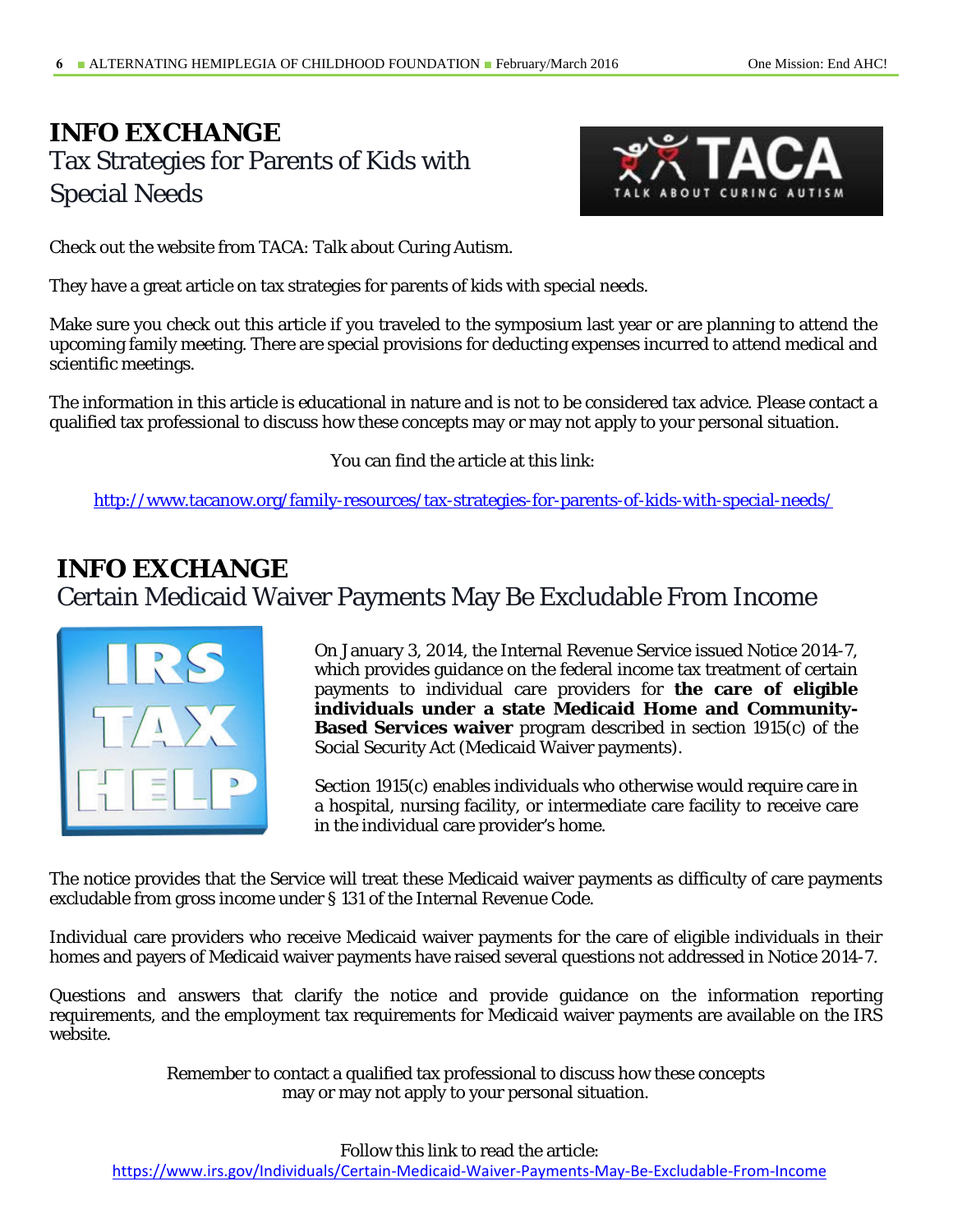## INFO EXCHANGE

### Tax Strategies for Parents of Kids with Special Needs

Check out the website from TACA: Talk about Curing Autism.

They have a great article on tax strategies for parents of kids with special needs.

Make sure you check out this article if you traveled to the symposium last year or are planning to attend the upcoming family meeting. There are special provisions for deducting expenses incurred to attend medical and scientific meetings.

The information in this article is educational in nature and is not to be considered tax advice. Please contact a qualified tax professional to discuss how these concepts may or may not apply to your personal situation.

You can find the article at this link:

http://www.tacanow.org/family-resources/tax-strategies-for-parents-of-kids-with-special-needs/

## INFO EXCHANGE

### Certain Medicaid Waiver Payments May Be Excludable From Income

On January 3, 2014, the Internal Revenue Service issued Notice 2014-7, which provides guidance on the federal income tax treatment of certain payments to individual care providers for **the care of eligible individuals under a state Medicaid Home and Community-Based Services waiver** program described in section 1915(c) of the Social Security Act (Medicaid Waiver payments).

Section 1915(c) enables individuals who otherwise would require care in a hospital, nursing facility, or intermediate care facility to receive care in the individual care provider's home.

The notice provides that the Service will treat these Medicaid waiver payments as difficulty of care payments excludable from gross income under § 131 of the Internal Revenue Code.

Individual care providers who receive Medicaid waiver payments for the care of eligible individuals in their homes and payers of Medicaid waiver payments have raised several questions not addressed in Notice 2014-7.

Questions and answers that clarify the notice and provide guidance on the information reporting requirements, and the employment tax requirements for Medicaid waiver payments are available on the IRS website.

Remember to contact a qualified tax professional to discuss how these concepts may or may not apply to your personal situation.

Follow this link to read the article:
https://www.irs.gov/Individuals/Certain-Medicaid-Waiver-Payments-May-Be-Excludable-From-Income